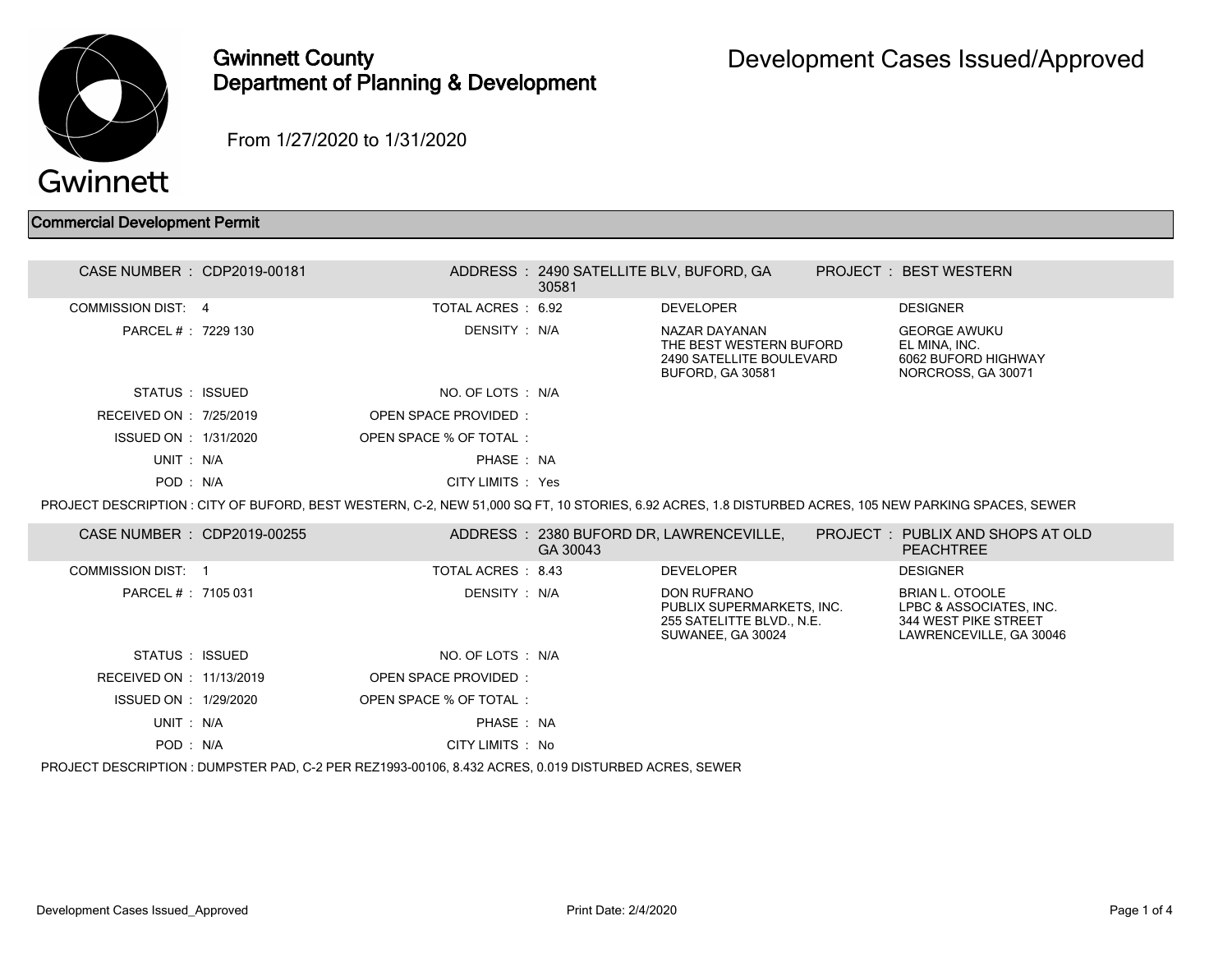# Gwinnett County Department of Planning & Development

## Development Cases Issued/Approved

From 1/27/2020 to 1/31/2020

### Commercial Development Permit

| | | | | | |
|---|---|---|---|---|---|
| CASE NUMBER : | CDP2019-00181 | ADDRESS : | 2490 SATELLITE BLV, BUFORD, GA 30581 | PROJECT : | BEST WESTERN |
| COMMISSION DIST: | 4 | TOTAL ACRES : | 6.92 | DEVELOPER | DESIGNER |
| PARCEL # : | 7229 130 | DENSITY : | N/A | NAZAR DAYANAN<br>THE BEST WESTERN BUFORD<br>2490 SATELLITE BOULEVARD<br>BUFORD, GA 30581 | GEORGE AWUKU<br>EL MINA, INC.<br>6062 BUFORD HIGHWAY<br>NORCROSS, GA 30071 |
| STATUS : | ISSUED | NO. OF LOTS : | N/A | | |
| RECEIVED ON : | 7/25/2019 | OPEN SPACE PROVIDED : | | | |
| ISSUED ON : | 1/31/2020 | OPEN SPACE % OF TOTAL : | | | |
| UNIT : | N/A | PHASE : | NA | | |
| POD : | N/A | CITY LIMITS : | Yes | | |

PROJECT DESCRIPTION : CITY OF BUFORD, BEST WESTERN, C-2, NEW 51,000 SQ FT, 10 STORIES, 6.92 ACRES, 1.8 DISTURBED ACRES, 105 NEW PARKING SPACES, SEWER

| | | | | | |
|---|---|---|---|---|---|
| CASE NUMBER : | CDP2019-00255 | ADDRESS : | 2380 BUFORD DR, LAWRENCEVILLE, GA 30043 | PROJECT : | PUBLIX AND SHOPS AT OLD PEACHTREE |
| COMMISSION DIST: | 1 | TOTAL ACRES : | 8.43 | DEVELOPER | DESIGNER |
| PARCEL # : | 7105 031 | DENSITY : | N/A | DON RUFRANO<br>PUBLIX SUPERMARKETS, INC.<br>255 SATELITTE BLVD., N.E.<br>SUWANEE, GA 30024 | BRIAN L. OTOOLE<br>LPBC & ASSOCIATES, INC.<br>344 WEST PIKE STREET<br>LAWRENCEVILLE, GA 30046 |
| STATUS : | ISSUED | NO. OF LOTS : | N/A | | |
| RECEIVED ON : | 11/13/2019 | OPEN SPACE PROVIDED : | | | |
| ISSUED ON : | 1/29/2020 | OPEN SPACE % OF TOTAL : | | | |
| UNIT : | N/A | PHASE : | NA | | |
| POD : | N/A | CITY LIMITS : | No | | |

PROJECT DESCRIPTION : DUMPSTER PAD, C-2 PER REZ1993-00106, 8.432 ACRES, 0.019 DISTURBED ACRES, SEWER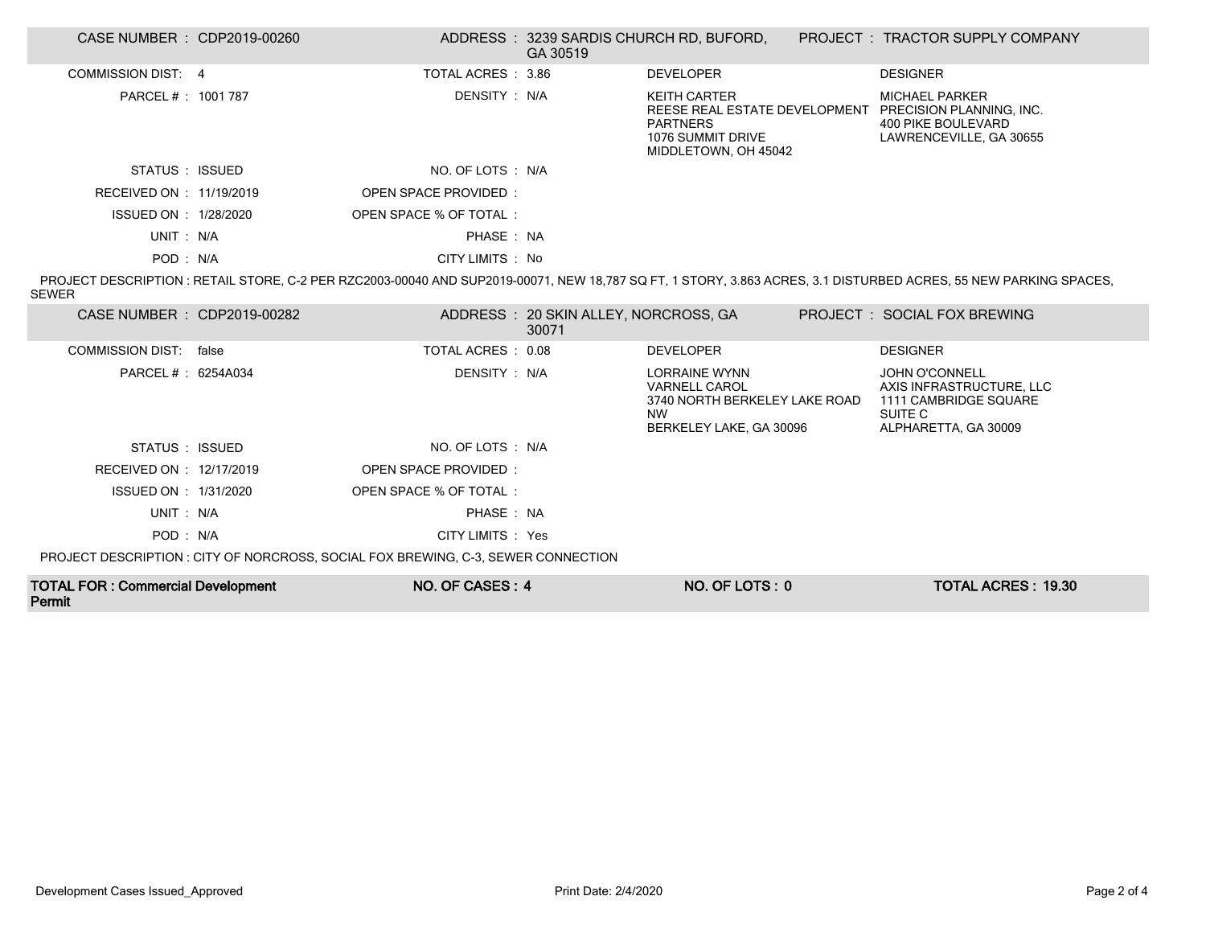| CASE NUMBER : CDP2019-00260 | ADDRESS : 3239 SARDIS CHURCH RD, BUFORD, GA 30519 | | PROJECT : TRACTOR SUPPLY COMPANY |
|---|---|---|---|
| COMMISSION DIST: 4 | TOTAL ACRES : 3.86 | DEVELOPER | DESIGNER |
| PARCEL # : 1001 787 | DENSITY : N/A | KEITH CARTER<br>REESE REAL ESTATE DEVELOPMENT PARTNERS<br>1076 SUMMIT DRIVE<br>MIDDLETOWN, OH 45042 | MICHAEL PARKER<br>PRECISION PLANNING, INC.<br>400 PIKE BOULEVARD<br>LAWRENCEVILLE, GA 30655 |
| STATUS : ISSUED | NO. OF LOTS : N/A | | |
| RECEIVED ON : 11/19/2019 | OPEN SPACE PROVIDED : | | |
| ISSUED ON : 1/28/2020 | OPEN SPACE % OF TOTAL : | | |
| UNIT : N/A | PHASE : NA | | |
| POD : N/A | CITY LIMITS : No | | |

PROJECT DESCRIPTION : RETAIL STORE, C-2 PER RZC2003-00040 AND SUP2019-00071, NEW 18,787 SQ FT, 1 STORY, 3.863 ACRES, 3.1 DISTURBED ACRES, 55 NEW PARKING SPACES, SEWER

| CASE NUMBER : CDP2019-00282 | ADDRESS : 20 SKIN ALLEY, NORCROSS, GA 30071 | | PROJECT : SOCIAL FOX BREWING |
|---|---|---|---|
| COMMISSION DIST: false | TOTAL ACRES : 0.08 | DEVELOPER | DESIGNER |
| PARCEL # : 6254A034 | DENSITY : N/A | LORRAINE WYNN<br>VARNELL CAROL<br>3740 NORTH BERKELEY LAKE ROAD NW<br>BERKELEY LAKE, GA 30096 | JOHN O'CONNELL<br>AXIS INFRASTRUCTURE, LLC<br>1111 CAMBRIDGE SQUARE<br>SUITE C<br>ALPHARETTA, GA 30009 |
| STATUS : ISSUED | NO. OF LOTS : N/A | | |
| RECEIVED ON : 12/17/2019 | OPEN SPACE PROVIDED : | | |
| ISSUED ON : 1/31/2020 | OPEN SPACE % OF TOTAL : | | |
| UNIT : N/A | PHASE : NA | | |
| POD : N/A | CITY LIMITS : Yes | | |

PROJECT DESCRIPTION : CITY OF NORCROSS, SOCIAL FOX BREWING, C-3, SEWER CONNECTION

| **TOTAL FOR : Commercial Development Permit** | **NO. OF CASES : 4** | **NO. OF LOTS : 0** | **TOTAL ACRES : 19.30** |
|---|---|---|---|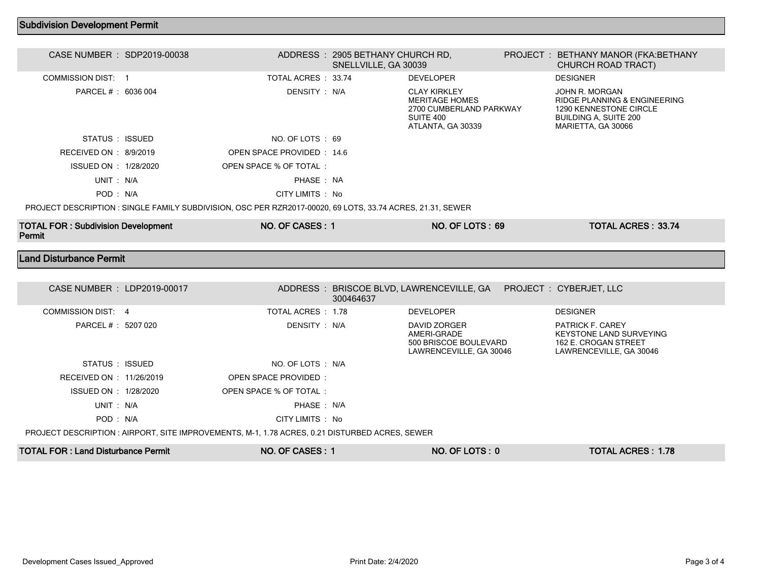## Subdivision Development Permit

| CASE NUMBER : | SDP2019-00038 | ADDRESS : | 2905 BETHANY CHURCH RD, SNELLVILLE, GA 30039 | PROJECT : | BETHANY MANOR (FKA:BETHANY CHURCH ROAD TRACT) |
|---|---|---|---|---|---|
| COMMISSION DIST: | 1 | TOTAL ACRES : | 33.74 | DEVELOPER | DESIGNER |
| PARCEL # : | 6036 004 | DENSITY : | N/A | CLAY KIRKLEY<br>MERITAGE HOMES<br>2700 CUMBERLAND PARKWAY<br>SUITE 400<br>ATLANTA, GA 30339 | JOHN R. MORGAN<br>RIDGE PLANNING & ENGINEERING<br>1290 KENNESTONE CIRCLE<br>BUILDING A, SUITE 200<br>MARIETTA, GA 30066 |
| STATUS : | ISSUED | NO. OF LOTS : | 69 | | |
| RECEIVED ON : | 8/9/2019 | OPEN SPACE PROVIDED : | 14.6 | | |
| ISSUED ON : | 1/28/2020 | OPEN SPACE % OF TOTAL : | | | |
| UNIT : | N/A | PHASE : | NA | | |
| POD : | N/A | CITY LIMITS : | No | | |

PROJECT DESCRIPTION : SINGLE FAMILY SUBDIVISION, OSC PER RZR2017-00020, 69 LOTS, 33.74 ACRES, 21.31, SEWER

**TOTAL FOR : Subdivision Development Permit** | **NO. OF CASES : 1** | **NO. OF LOTS : 69** | **TOTAL ACRES : 33.74**

## Land Disturbance Permit

| CASE NUMBER : | LDP2019-00017 | ADDRESS : | BRISCOE BLVD, LAWRENCEVILLE, GA 300464637 | PROJECT : | CYBERJET, LLC |
|---|---|---|---|---|---|
| COMMISSION DIST: | 4 | TOTAL ACRES : | 1.78 | DEVELOPER | DESIGNER |
| PARCEL # : | 5207 020 | DENSITY : | N/A | DAVID ZORGER<br>AMERI-GRADE<br>500 BRISCOE BOULEVARD<br>LAWRENCEVILLE, GA 30046 | PATRICK F. CAREY<br>KEYSTONE LAND SURVEYING<br>162 E. CROGAN STREET<br>LAWRENCEVILLE, GA 30046 |
| STATUS : | ISSUED | NO. OF LOTS : | N/A | | |
| RECEIVED ON : | 11/26/2019 | OPEN SPACE PROVIDED : | | | |
| ISSUED ON : | 1/28/2020 | OPEN SPACE % OF TOTAL : | | | |
| UNIT : | N/A | PHASE : | N/A | | |
| POD : | N/A | CITY LIMITS : | No | | |

PROJECT DESCRIPTION : AIRPORT, SITE IMPROVEMENTS, M-1, 1.78 ACRES, 0.21 DISTURBED ACRES, SEWER

**TOTAL FOR : Land Disturbance Permit** | **NO. OF CASES : 1** | **NO. OF LOTS : 0** | **TOTAL ACRES : 1.78**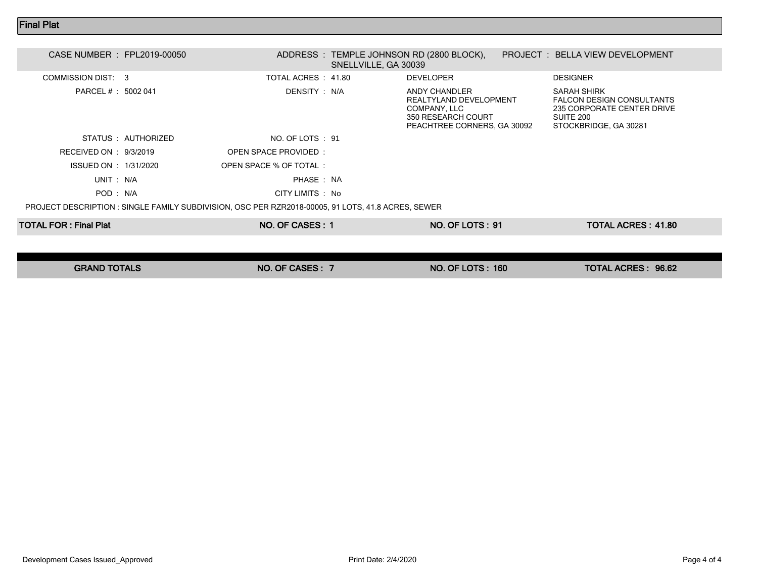## Final Plat

| | | | | | |
|---|---|---|---|---|---|
| CASE NUMBER : | FPL2019-00050 | ADDRESS : | TEMPLE JOHNSON RD (2800 BLOCK), SNELLVILLE, GA 30039 | PROJECT : | BELLA VIEW DEVELOPMENT |
| COMMISSION DIST: | 3 | TOTAL ACRES : | 41.80 | DEVELOPER | DESIGNER |
| PARCEL # : | 5002 041 | DENSITY : | N/A | ANDY CHANDLER<br>REALTYLAND DEVELOPMENT COMPANY, LLC<br>350 RESEARCH COURT<br>PEACHTREE CORNERS, GA 30092 | SARAH SHIRK<br>FALCON DESIGN CONSULTANTS<br>235 CORPORATE CENTER DRIVE<br>SUITE 200<br>STOCKBRIDGE, GA 30281 |
| STATUS : | AUTHORIZED | NO. OF LOTS : | 91 | | |
| RECEIVED ON : | 9/3/2019 | OPEN SPACE PROVIDED : | | | |
| ISSUED ON : | 1/31/2020 | OPEN SPACE % OF TOTAL : | | | |
| UNIT : | N/A | PHASE : | NA | | |
| POD : | N/A | CITY LIMITS : | No | | |

PROJECT DESCRIPTION : SINGLE FAMILY SUBDIVISION, OSC PER RZR2018-00005, 91 LOTS, 41.8 ACRES, SEWER

| | | | |
|---|---|---|---|
| **TOTAL FOR : Final Plat** | **NO. OF CASES : 1** | **NO. OF LOTS : 91** | **TOTAL ACRES : 41.80** |

| | | | |
|---|---|---|---|
| **GRAND TOTALS** | **NO. OF CASES : 7** | **NO. OF LOTS : 160** | **TOTAL ACRES : 96.62** |